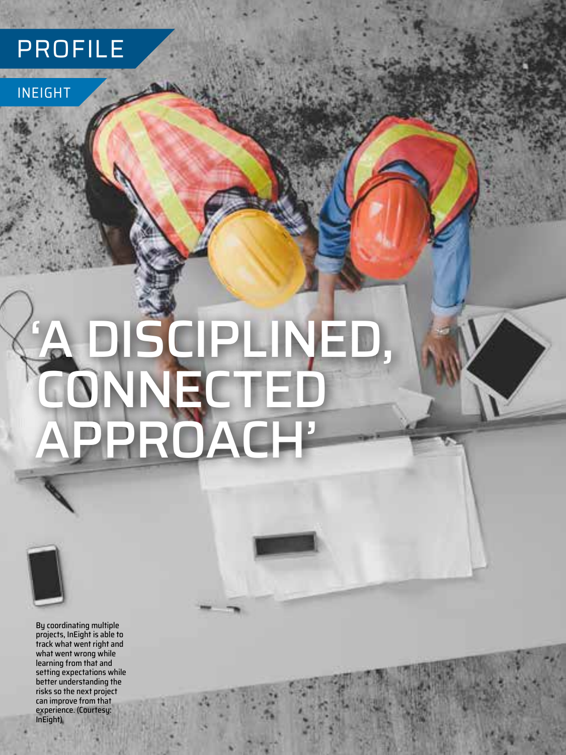PROFILE

INEIGHT

# 'A DISCIPLINED, CONNECTED APPROACH'

By coordinating multiple projects, InEight is able to track what went right and what went wrong while learning from that and setting expectations while better understanding the risks so the next project can improve from that experience. (Courtesy: InEight)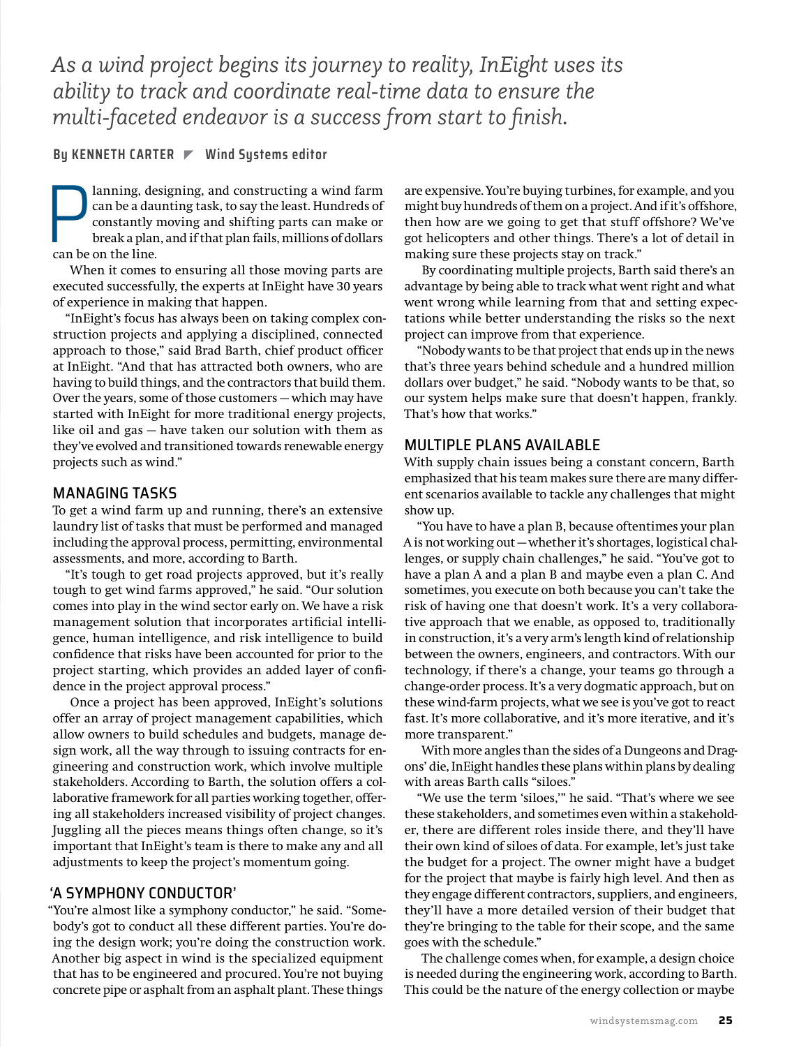*As a wind project begins its journey to reality, InEight uses its ability to track and coordinate real-time data to ensure the multi-faceted endeavor is a success from start to finish.*

**By KENNETH CARTER ▶ Wind Systems editor**

Planning, designing, and constructing a wind farm can be a daunting task, to say the least. Hundreds of constantly moving and shifting parts can make or break a plan, and if that plan fails, millions of dollars can be on the line.

When it comes to ensuring all those moving parts are executed successfully, the experts at InEight have 30 years of experience in making that happen.

"InEight's focus has always been on taking complex construction projects and applying a disciplined, connected approach to those," said Brad Barth, chief product officer at InEight. "And that has attracted both owners, who are having to build things, and the contractors that build them. Over the years, some of those customers — which may have started with InEight for more traditional energy projects, like oil and gas — have taken our solution with them as they've evolved and transitioned towards renewable energy projects such as wind."

## MANAGING TASKS

To get a wind farm up and running, there's an extensive laundry list of tasks that must be performed and managed including the approval process, permitting, environmental assessments, and more, according to Barth.

"It's tough to get road projects approved, but it's really tough to get wind farms approved," he said. "Our solution comes into play in the wind sector early on. We have a risk management solution that incorporates artificial intelligence, human intelligence, and risk intelligence to build confidence that risks have been accounted for prior to the project starting, which provides an added layer of confidence in the project approval process."

Once a project has been approved, InEight's solutions offer an array of project management capabilities, which allow owners to build schedules and budgets, manage design work, all the way through to issuing contracts for engineering and construction work, which involve multiple stakeholders. According to Barth, the solution offers a collaborative framework for all parties working together, offering all stakeholders increased visibility of project changes. Juggling all the pieces means things often change, so it's important that InEight's team is there to make any and all adjustments to keep the project's momentum going.

## 'A SYMPHONY CONDUCTOR'

"You're almost like a symphony conductor," he said. "Somebody's got to conduct all these different parties. You're doing the design work; you're doing the construction work. Another big aspect in wind is the specialized equipment that has to be engineered and procured. You're not buying concrete pipe or asphalt from an asphalt plant. These things are expensive. You're buying turbines, for example, and you might buy hundreds of them on a project. And if it's offshore, then how are we going to get that stuff offshore? We've got helicopters and other things. There's a lot of detail in making sure these projects stay on track."

By coordinating multiple projects, Barth said there's an advantage by being able to track what went right and what went wrong while learning from that and setting expectations while better understanding the risks so the next project can improve from that experience.

"Nobody wants to be that project that ends up in the news that's three years behind schedule and a hundred million dollars over budget," he said. "Nobody wants to be that, so our system helps make sure that doesn't happen, frankly. That's how that works."

## MULTIPLE PLANS AVAILABLE

With supply chain issues being a constant concern, Barth emphasized that his team makes sure there are many different scenarios available to tackle any challenges that might show up.

"You have to have a plan B, because oftentimes your plan A is not working out — whether it's shortages, logistical challenges, or supply chain challenges," he said. "You've got to have a plan A and a plan B and maybe even a plan C. And sometimes, you execute on both because you can't take the risk of having one that doesn't work. It's a very collaborative approach that we enable, as opposed to, traditionally in construction, it's a very arm's length kind of relationship between the owners, engineers, and contractors. With our technology, if there's a change, your teams go through a change-order process. It's a very dogmatic approach, but on these wind-farm projects, what we see is you've got to react fast. It's more collaborative, and it's more iterative, and it's more transparent."

With more angles than the sides of a Dungeons and Dragons' die, InEight handles these plans within plans by dealing with areas Barth calls "siloes."

"We use the term 'siloes,'" he said. "That's where we see these stakeholders, and sometimes even within a stakeholder, there are different roles inside there, and they'll have their own kind of siloes of data. For example, let's just take the budget for a project. The owner might have a budget for the project that maybe is fairly high level. And then as they engage different contractors, suppliers, and engineers, they'll have a more detailed version of their budget that they're bringing to the table for their scope, and the same goes with the schedule."

The challenge comes when, for example, a design choice is needed during the engineering work, according to Barth. This could be the nature of the energy collection or maybe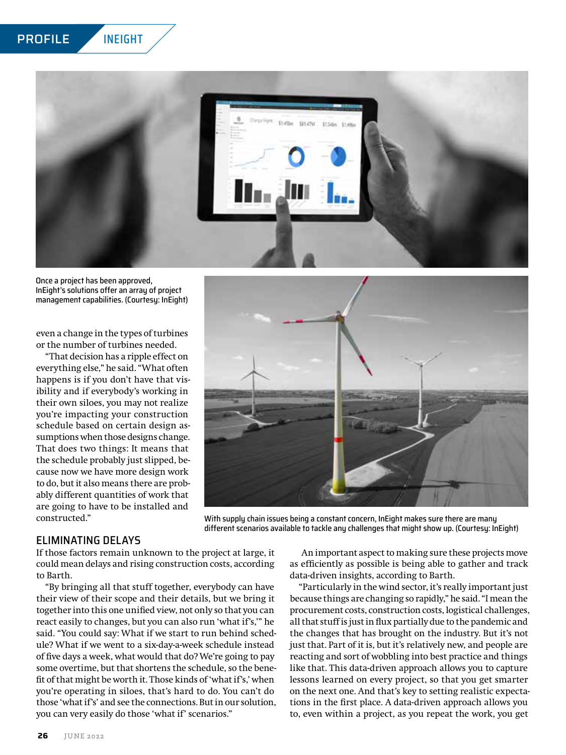Once a project has been approved, InEight's solutions offer an array of project management capabilities. (Courtesy: InEight)

even a change in the types of turbines or the number of turbines needed.

"That decision has a ripple effect on everything else," he said. "What often happens is if you don't have that visibility and if everybody's working in their own siloes, you may not realize you're impacting your construction schedule based on certain design assumptions when those designs change. That does two things: It means that the schedule probably just slipped, because now we have more design work to do, but it also means there are probably different quantities of work that are going to have to be installed and constructed."

With supply chain issues being a constant concern, InEight makes sure there are many different scenarios available to tackle any challenges that might show up. (Courtesy: InEight)

## ELIMINATING DELAYS

If those factors remain unknown to the project at large, it could mean delays and rising construction costs, according to Barth.

"By bringing all that stuff together, everybody can have their view of their scope and their details, but we bring it together into this one unified view, not only so that you can react easily to changes, but you can also run 'what if's,'" he said. "You could say: What if we start to run behind schedule? What if we went to a six-day-a-week schedule instead of five days a week, what would that do? We're going to pay some overtime, but that shortens the schedule, so the benefit of that might be worth it. Those kinds of 'what if's,' when you're operating in siloes, that's hard to do. You can't do those 'what if's' and see the connections. But in our solution, you can very easily do those 'what if' scenarios."

An important aspect to making sure these projects move as efficiently as possible is being able to gather and track data-driven insights, according to Barth.

"Particularly in the wind sector, it's really important just because things are changing so rapidly," he said. "I mean the procurement costs, construction costs, logistical challenges, all that stuff is just in flux partially due to the pandemic and the changes that has brought on the industry. But it's not just that. Part of it is, but it's relatively new, and people are reacting and sort of wobbling into best practice and things like that. This data-driven approach allows you to capture lessons learned on every project, so that you get smarter on the next one. And that's key to setting realistic expectations in the first place. A data-driven approach allows you to, even within a project, as you repeat the work, you get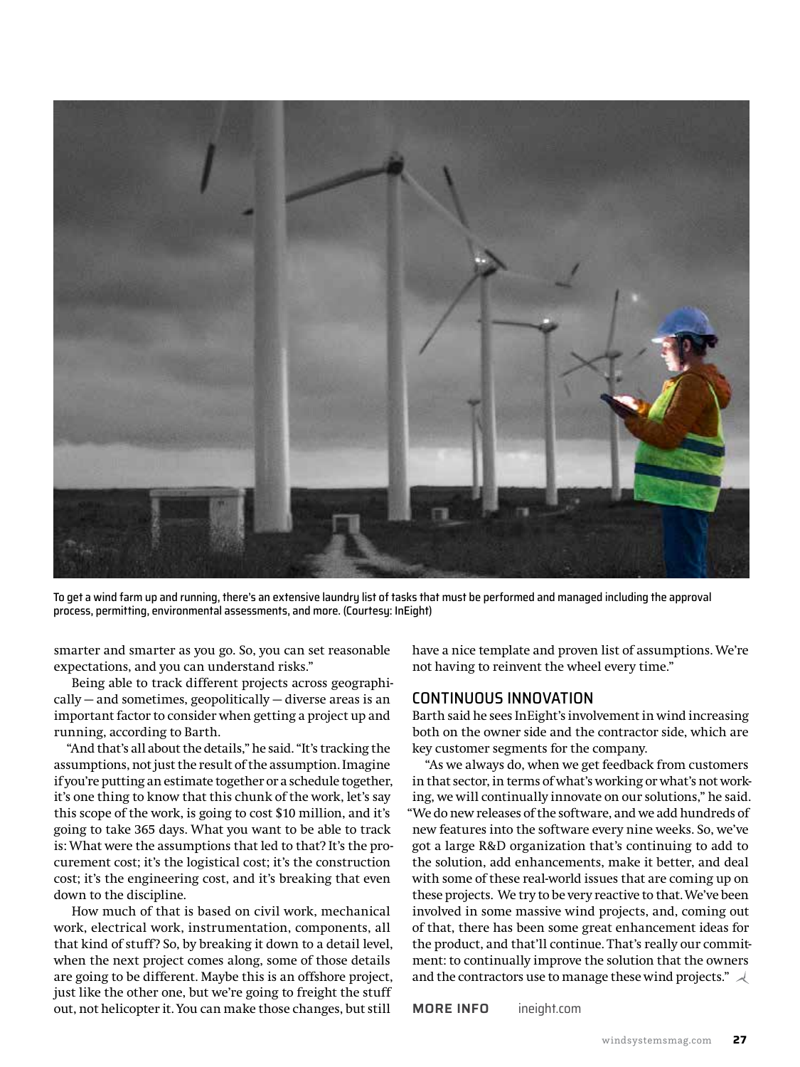To get a wind farm up and running, there's an extensive laundry list of tasks that must be performed and managed including the approval process, permitting, environmental assessments, and more. (Courtesy: InEight)

smarter and smarter as you go. So, you can set reasonable expectations, and you can understand risks."

Being able to track different projects across geographically — and sometimes, geopolitically — diverse areas is an important factor to consider when getting a project up and running, according to Barth.

"And that's all about the details," he said. "It's tracking the assumptions, not just the result of the assumption. Imagine if you're putting an estimate together or a schedule together, it's one thing to know that this chunk of the work, let's say this scope of the work, is going to cost $10 million, and it's going to take 365 days. What you want to be able to track is: What were the assumptions that led to that? It's the procurement cost; it's the logistical cost; it's the construction cost; it's the engineering cost, and it's breaking that even down to the discipline.

How much of that is based on civil work, mechanical work, electrical work, instrumentation, components, all that kind of stuff? So, by breaking it down to a detail level, when the next project comes along, some of those details are going to be different. Maybe this is an offshore project, just like the other one, but we're going to freight the stuff out, not helicopter it. You can make those changes, but still have a nice template and proven list of assumptions. We're not having to reinvent the wheel every time."

## CONTINUOUS INNOVATION

Barth said he sees InEight's involvement in wind increasing both on the owner side and the contractor side, which are key customer segments for the company.

"As we always do, when we get feedback from customers in that sector, in terms of what's working or what's not working, we will continually innovate on our solutions," he said. "We do new releases of the software, and we add hundreds of new features into the software every nine weeks. So, we've got a large R&D organization that's continuing to add to the solution, add enhancements, make it better, and deal with some of these real-world issues that are coming up on these projects. We try to be very reactive to that. We've been involved in some massive wind projects, and, coming out of that, there has been some great enhancement ideas for the product, and that'll continue. That's really our commitment: to continually improve the solution that the owners and the contractors use to manage these wind projects."

**MORE INFO** ineight.com